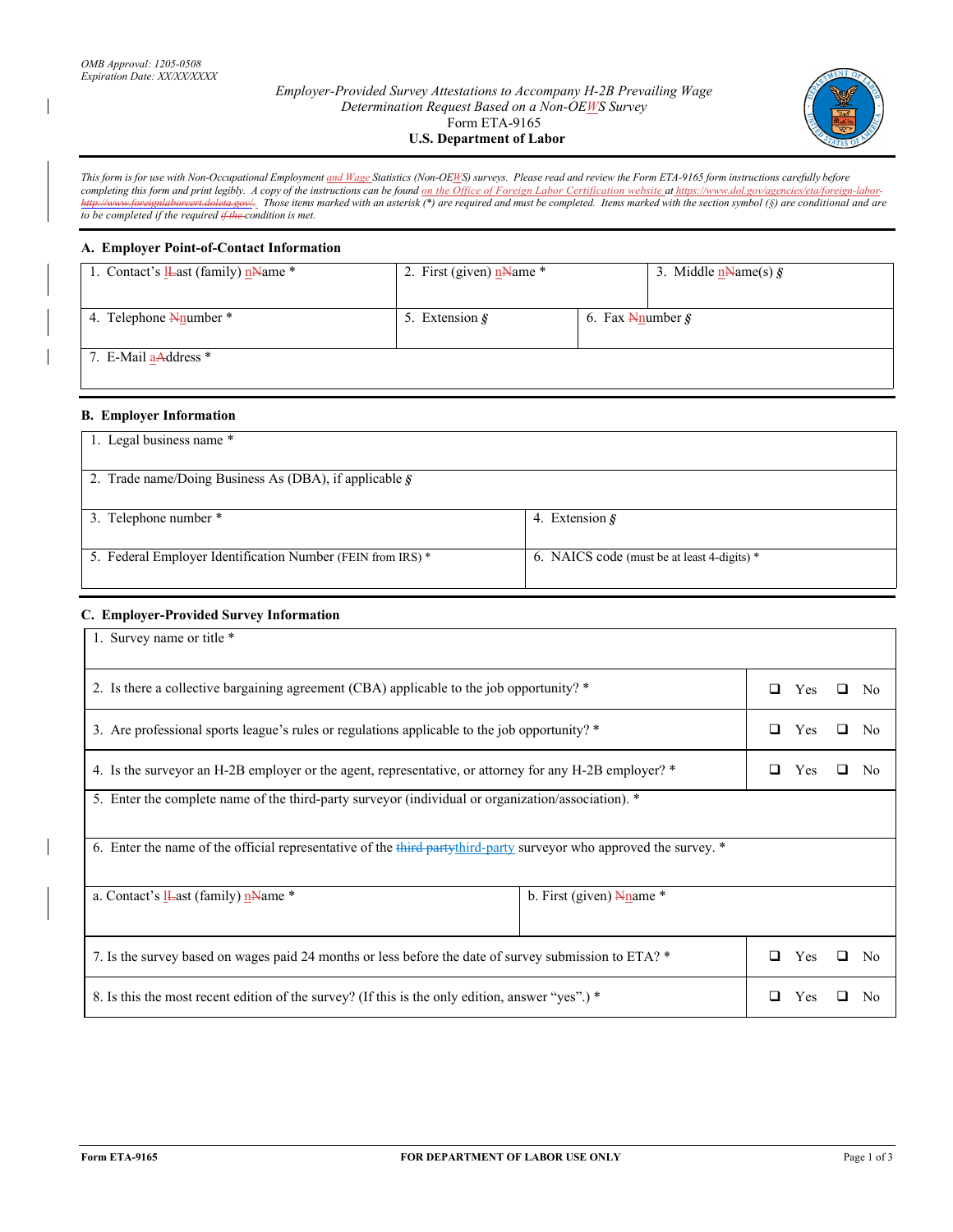OMB Approval: 1205-0508
Expiration Date: XX/XX/XXXX

*Employer-Provided Survey Attestations to Accompany H-2B Prevailing Wage Determination Request Based on a Non-OEWS Survey*
Form ETA-9165
**U.S. Department of Labor**

*This form is for use with Non-Occupational Employment and Wage Statistics (Non-OEWS) surveys. Please read and review the Form ETA-9165 form instructions carefully before completing this form and print legibly. A copy of the instructions can be found on the Office of Foreign Labor Certification website at https://www.dol.gov/agencies/eta/foreign-labor http://www.foreignlaborcert.doleta.gov/. Those items marked with an asterisk (\*) are required and must be completed. Items marked with the section symbol (§) are conditional and are to be completed if the required if the condition is met.*

## A. Employer Point-of-Contact Information

| 1. Contact's lLast (family) nName * | 2. First (given) nName * | 3. Middle nName(s) § |
|---|---|---|
| 4. Telephone Nnumber * | 5. Extension § | 6. Fax Nnumber § |
| 7. E-Mail aAddress * | | |

## B. Employer Information

| 1. Legal business name * | |
|---|---|
| 2. Trade name/Doing Business As (DBA), if applicable § | |
| 3. Telephone number * | 4. Extension § |
| 5. Federal Employer Identification Number (FEIN from IRS) * | 6. NAICS code (must be at least 4-digits) * |

## C. Employer-Provided Survey Information

| | |
|---|---|
| 1. Survey name or title * | |
| 2. Is there a collective bargaining agreement (CBA) applicable to the job opportunity? * | ❑ Yes ❑ No |
| 3. Are professional sports league's rules or regulations applicable to the job opportunity? * | ❑ Yes ❑ No |
| 4. Is the surveyor an H-2B employer or the agent, representative, or attorney for any H-2B employer? * | ❑ Yes ❑ No |
| 5. Enter the complete name of the third-party surveyor (individual or organization/association). * | |
| 6. Enter the name of the official representative of the third partythird-party surveyor who approved the survey. * | |
| a. Contact's lLast (family) nName * | b. First (given) Nname * |
| 7. Is the survey based on wages paid 24 months or less before the date of survey submission to ETA? * | ❑ Yes ❑ No |
| 8. Is this the most recent edition of the survey? (If this is the only edition, answer "yes".) * | ❑ Yes ❑ No |

Form ETA-9165 FOR DEPARTMENT OF LABOR USE ONLY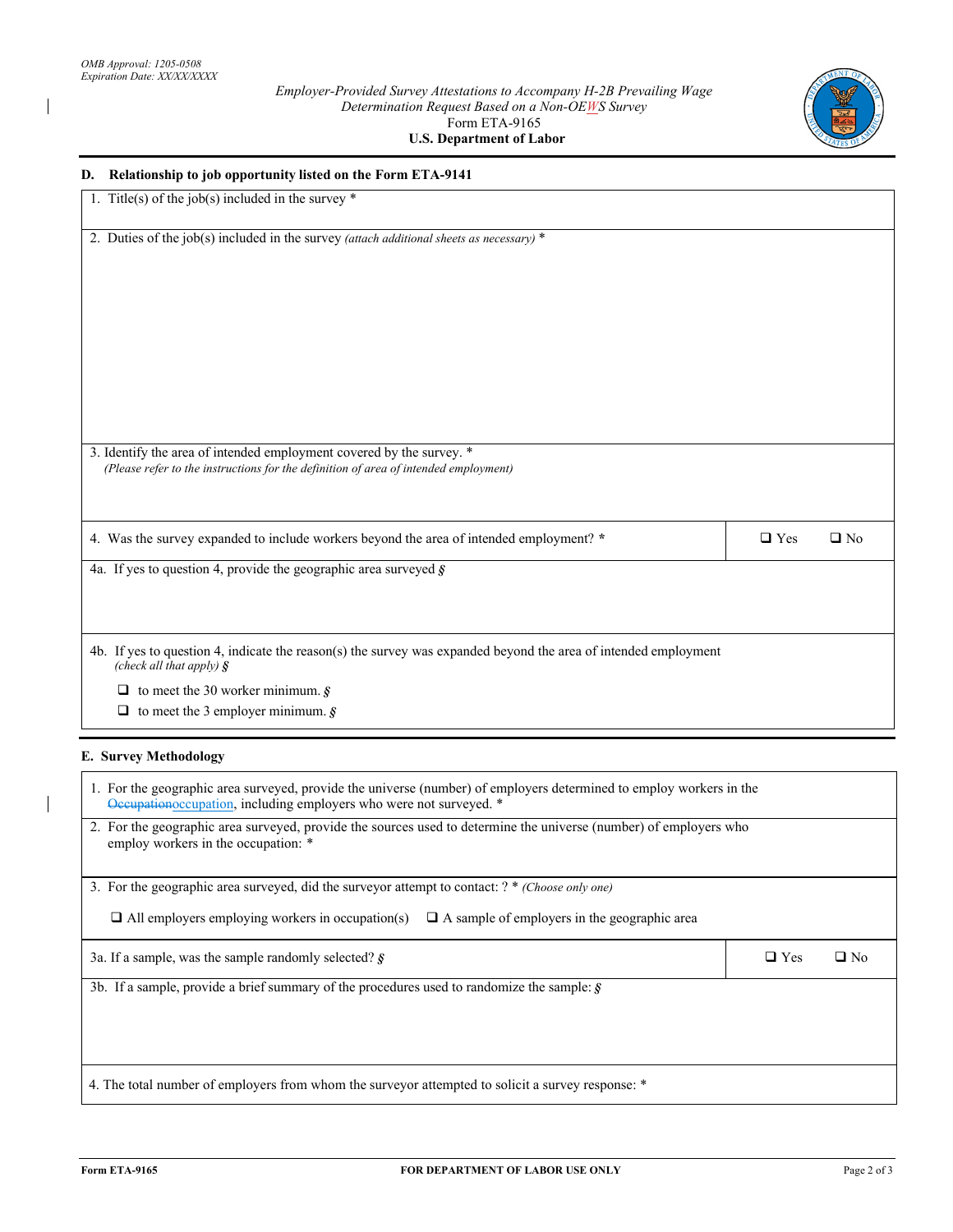OMB Approval: 1205-0508
Expiration Date: XX/XX/XXXX

*Employer-Provided Survey Attestations to Accompany H-2B Prevailing Wage Determination Request Based on a Non-OEWS Survey*
Form ETA-9165
**U.S. Department of Labor**

## D. Relationship to job opportunity listed on the Form ETA-9141

1. Title(s) of the job(s) included in the survey *

2. Duties of the job(s) included in the survey *(attach additional sheets as necessary)* *

3. Identify the area of intended employment covered by the survey. *
*(Please refer to the instructions for the definition of area of intended employment)*

| | |
|---|---|
| 4. Was the survey expanded to include workers beyond the area of intended employment? * | ❑ Yes ❑ No |

4a. If yes to question 4, provide the geographic area surveyed §

4b. If yes to question 4, indicate the reason(s) the survey was expanded beyond the area of intended employment *(check all that apply)* §

- ❑ to meet the 30 worker minimum. §
- ❑ to meet the 3 employer minimum. §

## E. Survey Methodology

1. For the geographic area surveyed, provide the universe (number) of employers determined to employ workers in the ~~Occupation~~occupation, including employers who were not surveyed. *

2. For the geographic area surveyed, provide the sources used to determine the universe (number) of employers who employ workers in the occupation: *

3. For the geographic area surveyed, did the surveyor attempt to contact: ? * *(Choose only one)*

❑ All employers employing workers in occupation(s) ❑ A sample of employers in the geographic area

| | |
|---|---|
| 3a. If a sample, was the sample randomly selected? § | ❑ Yes ❑ No |

3b. If a sample, provide a brief summary of the procedures used to randomize the sample: §

4. The total number of employers from whom the surveyor attempted to solicit a survey response: *

Form ETA-9165 FOR DEPARTMENT OF LABOR USE ONLY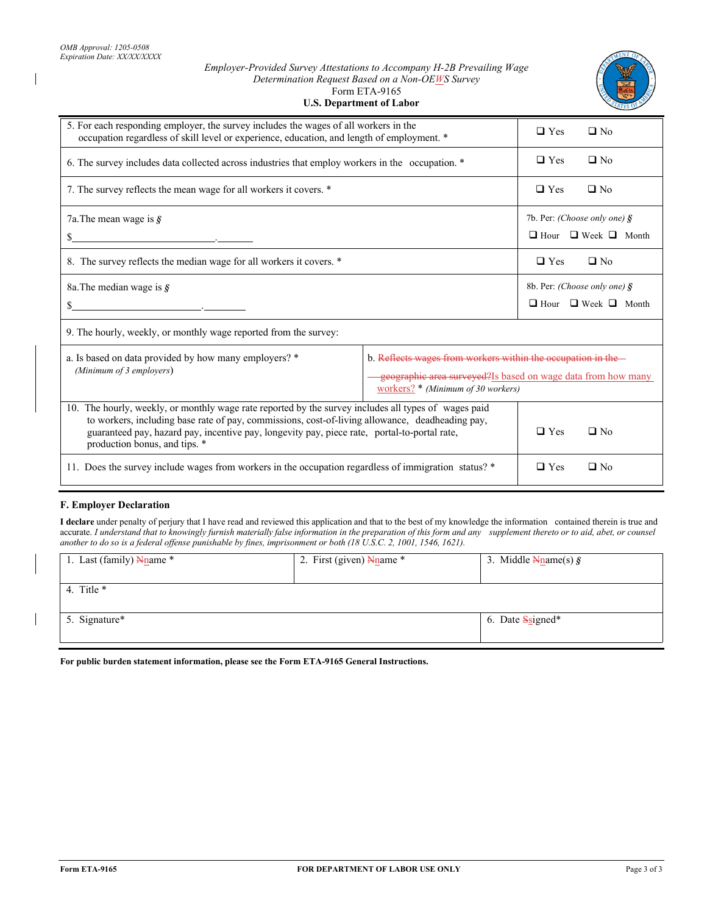OMB Approval: 1205-0508
Expiration Date: XX/XX/XXXX

*Employer-Provided Survey Attestations to Accompany H-2B Prevailing Wage Determination Request Based on a Non-OEWS Survey*
Form ETA-9165
**U.S. Department of Labor**

| | |
|---|---|
| 5. For each responding employer, the survey includes the wages of all workers in the occupation regardless of skill level or experience, education, and length of employment. * | ❑ Yes ❑ No |
| 6. The survey includes data collected across industries that employ workers in the occupation. * | ❑ Yes ❑ No |
| 7. The survey reflects the mean wage for all workers it covers. * | ❑ Yes ❑ No |
| 7a. The mean wage is § $\_\_\_\_\_\_\_\_.\_\_\_\_ | 7b. Per: *(Choose only one)* § ❑ Hour ❑ Week ❑ Month |
| 8. The survey reflects the median wage for all workers it covers. * | ❑ Yes ❑ No |
| 8a. The median wage is § $\_\_\_\_\_\_\_\_.\_\_\_\_ | 8b. Per: *(Choose only one)* § ❑ Hour ❑ Week ❑ Month |
| 9. The hourly, weekly, or monthly wage reported from the survey: | |
| a. Is based on data provided by how many employers? * *(Minimum of 3 employers)* | b. ~~Reflects wages from workers within the occupation in the geographic area surveyed?~~Is based on wage data from how many workers? * *(Minimum of 30 workers)* |
| 10. The hourly, weekly, or monthly wage rate reported by the survey includes all types of wages paid to workers, including base rate of pay, commissions, cost-of-living allowance, deadheading pay, guaranteed pay, hazard pay, incentive pay, longevity pay, piece rate, portal-to-portal rate, production bonus, and tips. * | ❑ Yes ❑ No |
| 11. Does the survey include wages from workers in the occupation regardless of immigration status? * | ❑ Yes ❑ No |

## F. Employer Declaration

**I declare** under penalty of perjury that I have read and reviewed this application and that to the best of my knowledge the information contained therein is true and accurate. *I understand that to knowingly furnish materially false information in the preparation of this form and any supplement thereto or to aid, abet, or counsel another to do so is a federal offense punishable by fines, imprisonment or both (18 U.S.C. 2, 1001, 1546, 1621).*

| | | |
|---|---|---|
| 1. Last (family) ~~N~~name * | 2. First (given) ~~N~~name * | 3. Middle ~~N~~name(s) § |
| 4. Title * | | |
| 5. Signature* | | 6. Date ~~S~~signed* |

**For public burden statement information, please see the Form ETA-9165 General Instructions.**

Form ETA-9165 FOR DEPARTMENT OF LABOR USE ONLY